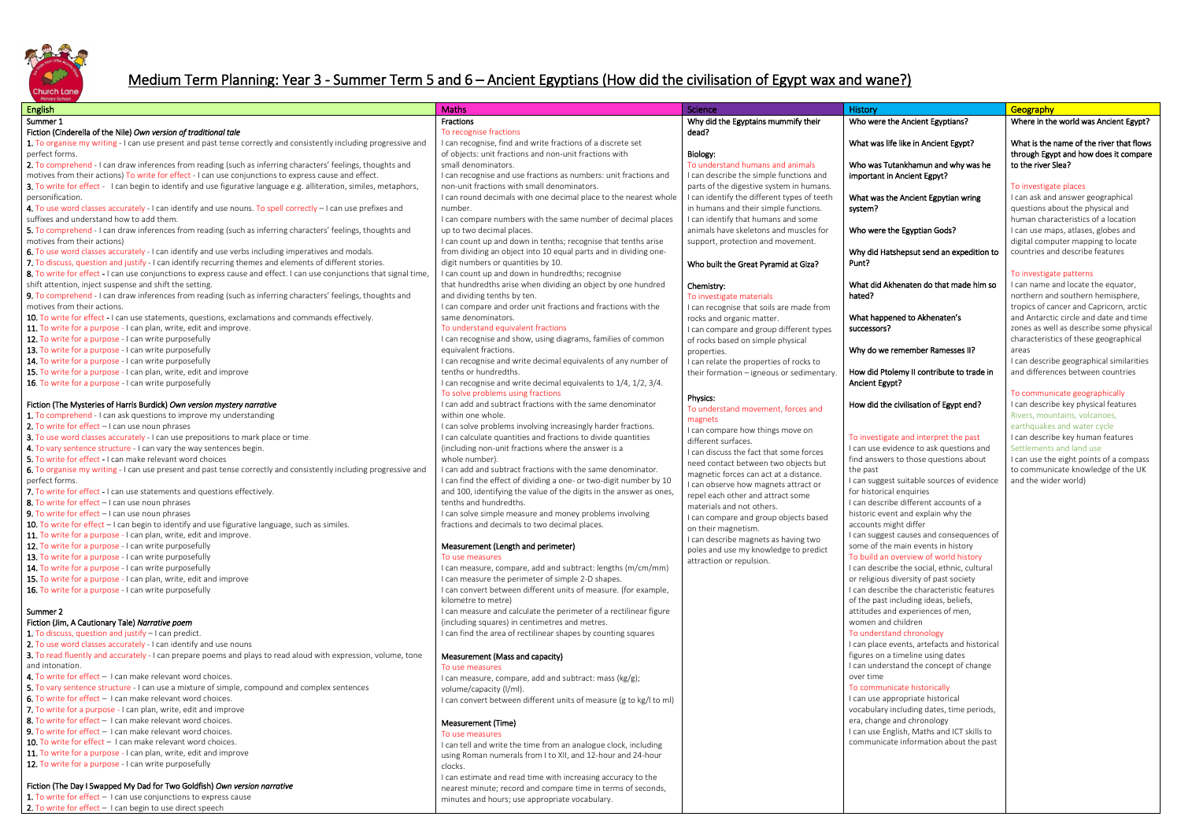# Medium Term Planning: Year 3 - Summer Term 5 and 6 – Ancient Egyptians (How did the civilisation of Egypt wax and wane?)

## English

**Summer 1**

**Fiction (Cinderella of the Nile)** *Own version of traditional tale*

1. To organise my writing - I can use present and past tense correctly and consistently including progressive and perfect forms.
2. To comprehend - I can draw inferences from reading (such as inferring characters' feelings, thoughts and motives from their actions) To write for effect - I can use conjunctions to express cause and effect.
3. To write for effect - I can begin to identify and use figurative language e.g. alliteration, similes, metaphors, personification.
4. To use word classes accurately - I can identify and use nouns. To spell correctly – I can use prefixes and suffixes and understand how to add them.
5. To comprehend - I can draw inferences from reading (such as inferring characters' feelings, thoughts and motives from their actions)
6. To use word classes accurately - I can identify and use verbs including imperatives and modals.
7. To discuss, question and justify - I can identify recurring themes and elements of different stories.
8. To write for effect - I can use conjunctions to express cause and effect. I can use conjunctions that signal time, shift attention, inject suspense and shift the setting.
9. To comprehend - I can draw inferences from reading (such as inferring characters' feelings, thoughts and motives from their actions.
10. To write for effect - I can use statements, questions, exclamations and commands effectively.
11. To write for a purpose - I can plan, write, edit and improve.
12. To write for a purpose - I can write purposefully
13. To write for a purpose - I can write purposefully
14. To write for a purpose - I can write purposefully
15. To write for a purpose - I can plan, write, edit and improve
16. To write for a purpose - I can write purposefully

**Fiction (The Mysteries of Harris Burdick)** *Own version mystery narrative*

1. To comprehend - I can ask questions to improve my understanding
2. To write for effect – I can use noun phrases
3. To use word classes accurately - I can use prepositions to mark place or time.
4. To vary sentence structure - I can vary the way sentences begin.
5. To write for effect - I can make relevant word choices
6. To organise my writing - I can use present and past tense correctly and consistently including progressive and perfect forms.
7. To write for effect - I can use statements and questions effectively.
8. To write for effect – I can use noun phrases
9. To write for effect – I can use noun phrases
10. To write for effect – I can begin to identify and use figurative language, such as similes.
11. To write for a purpose - I can plan, write, edit and improve.
12. To write for a purpose - I can write purposefully
13. To write for a purpose - I can write purposefully
14. To write for a purpose - I can write purposefully
15. To write for a purpose - I can plan, write, edit and improve
16. To write for a purpose - I can write purposefully

**Summer 2**

**Fiction (Jim, A Cautionary Tale)** *Narrative poem*

1. To discuss, question and justify – I can predict.
2. To use word classes accurately - I can identify and use nouns
3. To read fluently and accurately - I can prepare poems and plays to read aloud with expression, volume, tone and intonation.
4. To write for effect – I can make relevant word choices.
5. To vary sentence structure - I can use a mixture of simple, compound and complex sentences
6. To write for effect – I can make relevant word choices.
7. To write for a purpose - I can plan, write, edit and improve
8. To write for effect – I can make relevant word choices.
9. To write for effect – I can make relevant word choices.
10. To write for effect – I can make relevant word choices.
11. To write for a purpose - I can plan, write, edit and improve
12. To write for a purpose - I can write purposefully

**Fiction (The Day I Swapped My Dad for Two Goldfish)** *Own version narrative*

1. To write for effect – I can use conjunctions to express cause
2. To write for effect – I can begin to use direct speech

## Maths

**Fractions**

To recognise fractions

- I can recognise, find and write fractions of a discrete set of objects: unit fractions and non-unit fractions with small denominators.
- I can recognise and use fractions as numbers: unit fractions and non-unit fractions with small denominators.
- I can round decimals with one decimal place to the nearest whole number.
- I can compare numbers with the same number of decimal places up to two decimal places.
- I can count up and down in tenths; recognise that tenths arise from dividing an object into 10 equal parts and in dividing one-digit numbers or quantities by 10.
- I can count up and down in hundredths; recognise that hundredths arise when dividing an object by one hundred and dividing tenths by ten.
- I can compare and order unit fractions and fractions with the same denominators.

To understand equivalent fractions

- I can recognise and show, using diagrams, families of common equivalent fractions.
- I can recognise and write decimal equivalents of any number of tenths or hundredths.
- I can recognise and write decimal equivalents to 1/4, 1/2, 3/4.

To solve problems using fractions

- I can add and subtract fractions with the same denominator within one whole.
- I can solve problems involving increasingly harder fractions.
- I can calculate quantities and fractions to divide quantities (including non-unit fractions where the answer is a whole number).
- I can add and subtract fractions with the same denominator.
- I can find the effect of dividing a one- or two-digit number by 10 and 100, identifying the value of the digits in the answer as ones, tenths and hundredths.
- I can solve simple measure and money problems involving fractions and decimals to two decimal places.

**Measurement (Length and perimeter)**

To use measures

- I can measure, compare, add and subtract: lengths (m/cm/mm)
- I can measure the perimeter of simple 2-D shapes.
- I can convert between different units of measure. (for example, kilometre to metre)
- I can measure and calculate the perimeter of a rectilinear figure (including squares) in centimetres and metres.
- I can find the area of rectilinear shapes by counting squares

**Measurement (Mass and capacity)**

To use measures

- I can measure, compare, add and subtract: mass (kg/g); volume/capacity (l/ml).
- I can convert between different units of measure (g to kg/l to ml)

**Measurement (Time)**

To use measures

- I can tell and write the time from an analogue clock, including using Roman numerals from I to XII, and 12-hour and 24-hour clocks.
- I can estimate and read time with increasing accuracy to the nearest minute; record and compare time in terms of seconds, minutes and hours; use appropriate vocabulary.

## Science

**Why did the Egyptains mummify their dead?**

**Biology:**

To understand humans and animals

- I can describe the simple functions and parts of the digestive system in humans.
- I can identify the different types of teeth in humans and their simple functions.
- I can identify that humans and some animals have skeletons and muscles for support, protection and movement.

**Who built the Great Pyramid at Giza?**

**Chemistry:**

To investigate materials

- I can recognise that soils are made from rocks and organic matter.
- I can compare and group different types of rocks based on simple physical properties.
- I can relate the properties of rocks to their formation – igneous or sedimentary.

**Physics:**

To understand movement, forces and magnets

- I can compare how things move on different surfaces.
- I can discuss the fact that some forces need contact between two objects but magnetic forces can act at a distance.
- I can observe how magnets attract or repel each other and attract some materials and not others.
- I can compare and group objects based on their magnetism.
- I can describe magnets as having two poles and use my knowledge to predict attraction or repulsion.

## History

**Who were the Ancient Egyptians?**

**What was life like in Ancient Egypt?**

**Who was Tutankhamun and why was he important in Ancient Egypt?**

**What was the Ancient Egpytian wring system?**

**Who were the Egyptian Gods?**

**Why did Hatshepsut send an expedition to Punt?**

**What did Akhenaten do that made him so hated?**

**What happened to Akhenaten's successors?**

**Why do we remember Ramesses II?**

**How did Ptolemy II contribute to trade in Ancient Egypt?**

**How did the civilisation of Egypt end?**

To investigate and interpret the past

- I can use evidence to ask questions and find answers to those questions about the past
- I can suggest suitable sources of evidence for historical enquiries
- I can describe different accounts of a historic event and explain why the accounts might differ
- I can suggest causes and consequences of some of the main events in history

To build an overview of world history

- I can describe the social, ethnic, cultural or religious diversity of past society
- I can describe the characteristic features of the past including ideas, beliefs, attitudes and experiences of men, women and children

To understand chronology

- I can place events, artefacts and historical figures on a timeline using dates
- I can understand the concept of change over time

To communicate historically

- I can use appropriate historical vocabulary including dates, time periods, era, change and chronology
- I can use English, Maths and ICT skills to communicate information about the past

## Geography

**Where in the world was Ancient Egypt?**

**What is the name of the river that flows through Egypt and how does it compare to the river Slea?**

To investigate places

- I can ask and answer geographical questions about the physical and human characteristics of a location
- I can use maps, atlases, globes and digital computer mapping to locate countries and describe features

To investigate patterns

- I can name and locate the equator, northern and southern hemisphere, tropics of cancer and Capricorn, arctic and Antarctic circle and date and time zones as well as describe some physical characteristics of these geographical areas
- I can describe geographical similarities and differences between countries

To communicate geographically

- I can describe key physical features Rivers, mountains, volcanoes, earthquakes and water cycle
- I can describe key human features Settlements and land use
- I can use the eight points of a compass to communicate knowledge of the UK and the wider world)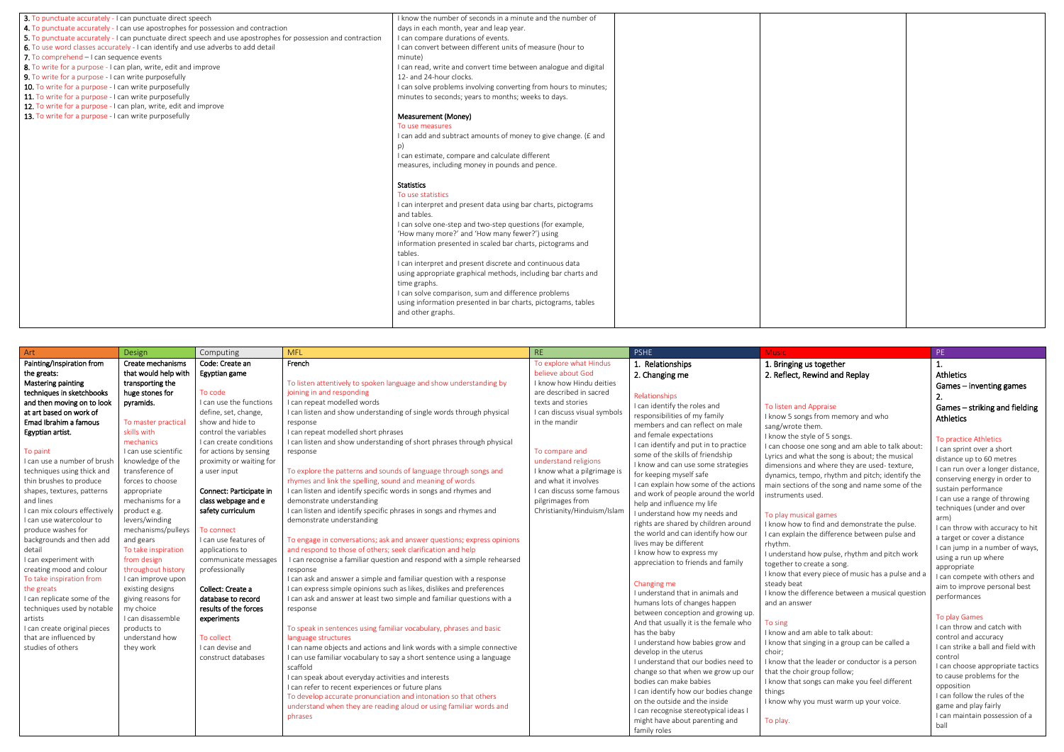| | | | | |
|---|---|---|---|---|
| **3.** To punctuate accurately - I can punctuate direct speech<br>**4.** To punctuate accurately - I can use apostrophes for possession and contraction<br>**5.** To punctuate accurately - I can punctuate direct speech and use apostrophes for possession and contraction<br>**6.** To use word classes accurately - I can identify and use adverbs to add detail<br>**7.** To comprehend – I can sequence events<br>**8.** To write for a purpose - I can plan, write, edit and improve<br>**9.** To write for a purpose - I can write purposefully<br>**10.** To write for a purpose - I can write purposefully<br>**11.** To write for a purpose - I can write purposefully<br>**12.** To write for a purpose - I can plan, write, edit and improve<br>**13.** To write for a purpose - I can write purposefully | I know the number of seconds in a minute and the number of days in each month, year and leap year.<br>I can compare durations of events.<br>I can convert between different units of measure (hour to minute)<br>I can read, write and convert time between analogue and digital 12- and 24-hour clocks.<br>I can solve problems involving converting from hours to minutes; minutes to seconds; years to months; weeks to days.<br><br>**Measurement (Money)**<br>To use measures<br>I can add and subtract amounts of money to give change. (£ and p)<br>I can estimate, compare and calculate different measures, including money in pounds and pence.<br><br>**Statistics**<br>To use statistics<br>I can interpret and present data using bar charts, pictograms and tables.<br>I can solve one-step and two-step questions (for example, 'How many more?' and 'How many fewer?') using information presented in scaled bar charts, pictograms and tables.<br>I can interpret and present discrete and continuous data using appropriate graphical methods, including bar charts and time graphs.<br>I can solve comparison, sum and difference problems using information presented in bar charts, pictograms, tables and other graphs. | | | |

| Art | Design | Computing | MFL | RE | PSHE | Music | PE |
|---|---|---|---|---|---|---|---|
| **Painting/Inspiration from the greats:**<br>**Mastering painting techniques in sketchbooks and then moving on to look at art based on work of Emad Ibrahim a famous Egyptian artist.**<br><br>To paint<br>I can use a number of brush techniques using thick and thin brushes to produce shapes, textures, patterns and lines<br>I can mix colours effectively<br>I can use watercolour to produce washes for backgrounds and then add detail<br>I can experiment with creating mood and colour<br>To take inspiration from the greats<br>I can replicate some of the techniques used by notable artists<br>I can create original pieces that are influenced by studies of others | **Create mechanisms that would help with transporting the huge stones for pyramids.**<br><br>To master practical skills with mechanics<br>I can use scientific knowledge of the transference of forces to choose appropriate mechanisms for a product e.g. levers/winding mechanisms/pulleys and gears<br>To take inspiration from design throughout history<br>I can improve upon existing designs giving reasons for my choice<br>I can disassemble products to understand how they work | **Code: Create an Egyptian game**<br><br>To code<br>I can use the functions define, set, change, show and hide to control the variables<br>I can create conditions for actions by sensing proximity or waiting for a user input<br><br>**Connect: Participate in class webpage and e safety curriculum**<br><br>To connect<br>I can use features of applications to communicate messages professionally<br><br>**Collect: Create a database to record results of the forces experiments**<br><br>To collect<br>I can devise and construct databases | **French**<br><br>To listen attentively to spoken language and show understanding by joining in and responding<br>I can repeat modelled words<br>I can listen and show understanding of single words through physical response<br>I can repeat modelled short phrases<br>I can listen and show understanding of short phrases through physical response<br><br>To explore the patterns and sounds of language through songs and rhymes and link the spelling, sound and meaning of words<br>I can listen and identify specific words in songs and rhymes and demonstrate understanding<br>I can listen and identify specific phrases in songs and rhymes and demonstrate understanding<br><br>To engage in conversations; ask and answer questions; express opinions and respond to those of others; seek clarification and help<br>I can recognise a familiar question and respond with a simple rehearsed response<br>I can ask and answer a simple and familiar question with a response<br>I can express simple opinions such as likes, dislikes and preferences<br>I can ask and answer at least two simple and familiar questions with a response<br><br>To speak in sentences using familiar vocabulary, phrases and basic language structures<br>I can name objects and actions and link words with a simple connective<br>I can use familiar vocabulary to say a short sentence using a language scaffold<br>I can speak about everyday activities and interests<br>I can refer to recent experiences or future plans<br>To develop accurate pronunciation and intonation so that others understand when they are reading aloud or using familiar words and phrases | To explore what Hindus believe about God<br>I know how Hindu deities are described in sacred texts and stories<br>I can discuss visual symbols in the mandir<br><br>To compare and understand religions<br>I know what a pilgrimage is and what it involves<br>I can discuss some famous pilgrimages from Christianity/Hinduism/Islam | 1. Relationships<br>2. Changing me<br><br>Relationships<br>I can identify the roles and responsibilities of my family members and can reflect on male and female expectations<br>I can identify and put in to practice some of the skills of friendship<br>I know and can use some strategies for keeping myself safe<br>I can explain how some of the actions and work of people around the world help and influence my life<br>I understand how my needs and rights are shared by children around the world and can identify how our lives may be different<br>I know how to express my appreciation to friends and family<br><br>Changing me<br>I understand that in animals and humans lots of changes happen between conception and growing up. And that usually it is the female who has the baby<br>I understand how babies grow and develop in the uterus<br>I understand that our bodies need to change so that when we grow up our bodies can make babies<br>I can identify how our bodies change on the outside and the inside<br>I can recognise stereotypical ideas I might have about parenting and family roles | 1. Bringing us together<br>2. Reflect, Rewind and Replay<br><br>To listen and Appraise<br>I know 5 songs from memory and who sang/wrote them.<br>I know the style of 5 songs.<br>I can choose one song and am able to talk about: Lyrics and what the song is about; the musical dimensions and where they are used- texture, dynamics, tempo, rhythm and pitch; identify the main sections of the song and name some of the instruments used.<br><br>To play musical games<br>I know how to find and demonstrate the pulse.<br>I can explain the difference between pulse and rhythm.<br>I understand how pulse, rhythm and pitch work together to create a song.<br>I know that every piece of music has a pulse and a steady beat<br>I know the difference between a musical question and an answer<br><br>To sing<br>I know and am able to talk about:<br>I know that singing in a group can be called a choir;<br>I know that the leader or conductor is a person that the choir group follow;<br>I know that songs can make you feel different things<br>I know why you must warm up your voice.<br><br>To play. | 1.<br>Athletics<br>Games – inventing games<br>2.<br>Games – striking and fielding<br>Athletics<br><br>To practice Athletics<br>I can sprint over a short distance up to 60 metres<br>I can run over a longer distance, conserving energy in order to sustain performance<br>I can use a range of throwing techniques (under and over arm)<br>I can throw with accuracy to hit a target or cover a distance<br>I can jump in a number of ways, using a run up where appropriate<br>I can compete with others and aim to improve personal best performances<br><br>To play Games<br>I can throw and catch with control and accuracy<br>I can strike a ball and field with control<br>I can choose appropriate tactics to cause problems for the opposition<br>I can follow the rules of the game and play fairly<br>I can maintain possession of a ball |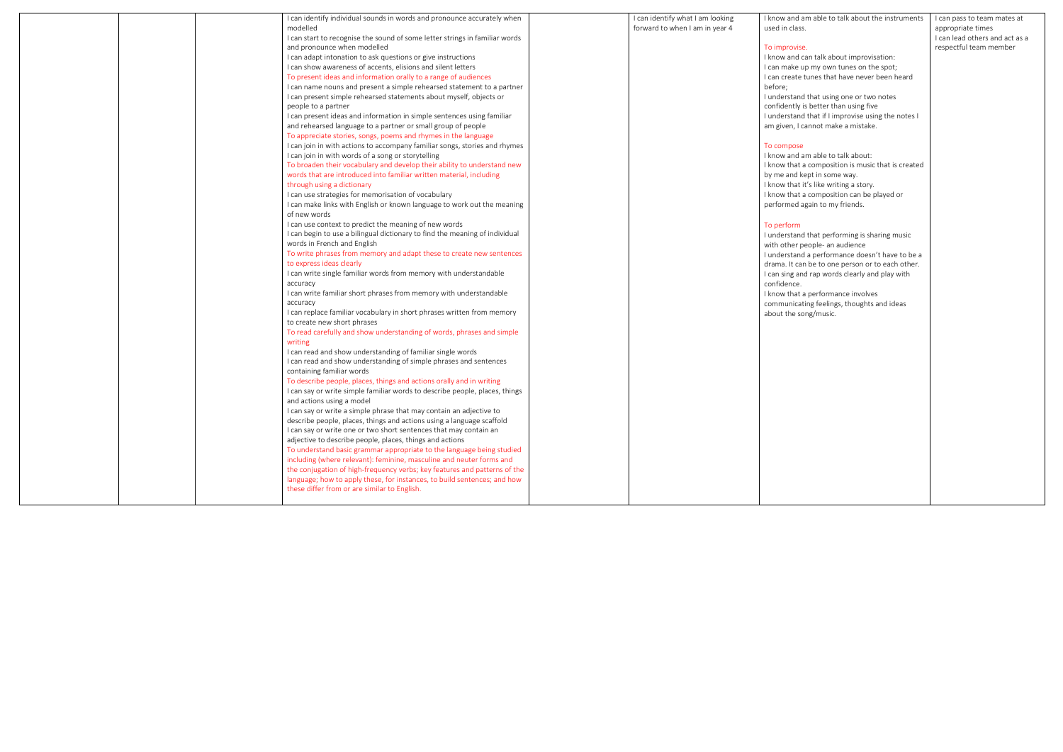| | | | | | | | |
|---|---|---|---|---|---|---|---|
| | | | I can identify individual sounds in words and pronounce accurately when modelled<br>I can start to recognise the sound of some letter strings in familiar words and pronounce when modelled<br>I can adapt intonation to ask questions or give instructions<br>I can show awareness of accents, elisions and silent letters<br>To present ideas and information orally to a range of audiences<br>I can name nouns and present a simple rehearsed statement to a partner<br>I can present simple rehearsed statements about myself, objects or people to a partner<br>I can present ideas and information in simple sentences using familiar and rehearsed language to a partner or small group of people<br>To appreciate stories, songs, poems and rhymes in the language<br>I can join in with actions to accompany familiar songs, stories and rhymes<br>I can join in with words of a song or storytelling<br>To broaden their vocabulary and develop their ability to understand new words that are introduced into familiar written material, including through using a dictionary<br>I can use strategies for memorisation of vocabulary<br>I can make links with English or known language to work out the meaning of new words<br>I can use context to predict the meaning of new words<br>I can begin to use a bilingual dictionary to find the meaning of individual words in French and English<br>To write phrases from memory and adapt these to create new sentences to express ideas clearly<br>I can write single familiar words from memory with understandable accuracy<br>I can write familiar short phrases from memory with understandable accuracy<br>I can replace familiar vocabulary in short phrases written from memory to create new short phrases<br>To read carefully and show understanding of words, phrases and simple writing<br>I can read and show understanding of familiar single words<br>I can read and show understanding of simple phrases and sentences containing familiar words<br>To describe people, places, things and actions orally and in writing<br>I can say or write simple familiar words to describe people, places, things and actions using a model<br>I can say or write a simple phrase that may contain an adjective to describe people, places, things and actions using a language scaffold<br>I can say or write one or two short sentences that may contain an adjective to describe people, places, things and actions<br>To understand basic grammar appropriate to the language being studied including (where relevant): feminine, masculine and neuter forms and the conjugation of high-frequency verbs; key features and patterns of the language; how to apply these, for instances, to build sentences; and how these differ from or are similar to English. | | I can identify what I am looking forward to when I am in year 4 | I know and am able to talk about the instruments used in class.<br><br>To improvise.<br>I know and can talk about improvisation:<br>I can make up my own tunes on the spot;<br>I can create tunes that have never been heard before;<br>I understand that using one or two notes confidently is better than using five<br>I understand that if I improvise using the notes I am given, I cannot make a mistake.<br><br>To compose<br>I know and am able to talk about:<br>I know that a composition is music that is created by me and kept in some way.<br>I know that it's like writing a story.<br>I know that a composition can be played or performed again to my friends.<br><br>To perform<br>I understand that performing is sharing music with other people- an audience<br>I understand a performance doesn't have to be a drama. It can be to one person or to each other.<br>I can sing and rap words clearly and play with confidence.<br>I know that a performance involves communicating feelings, thoughts and ideas about the song/music. | I can pass to team mates at appropriate times<br>I can lead others and act as a respectful team member |